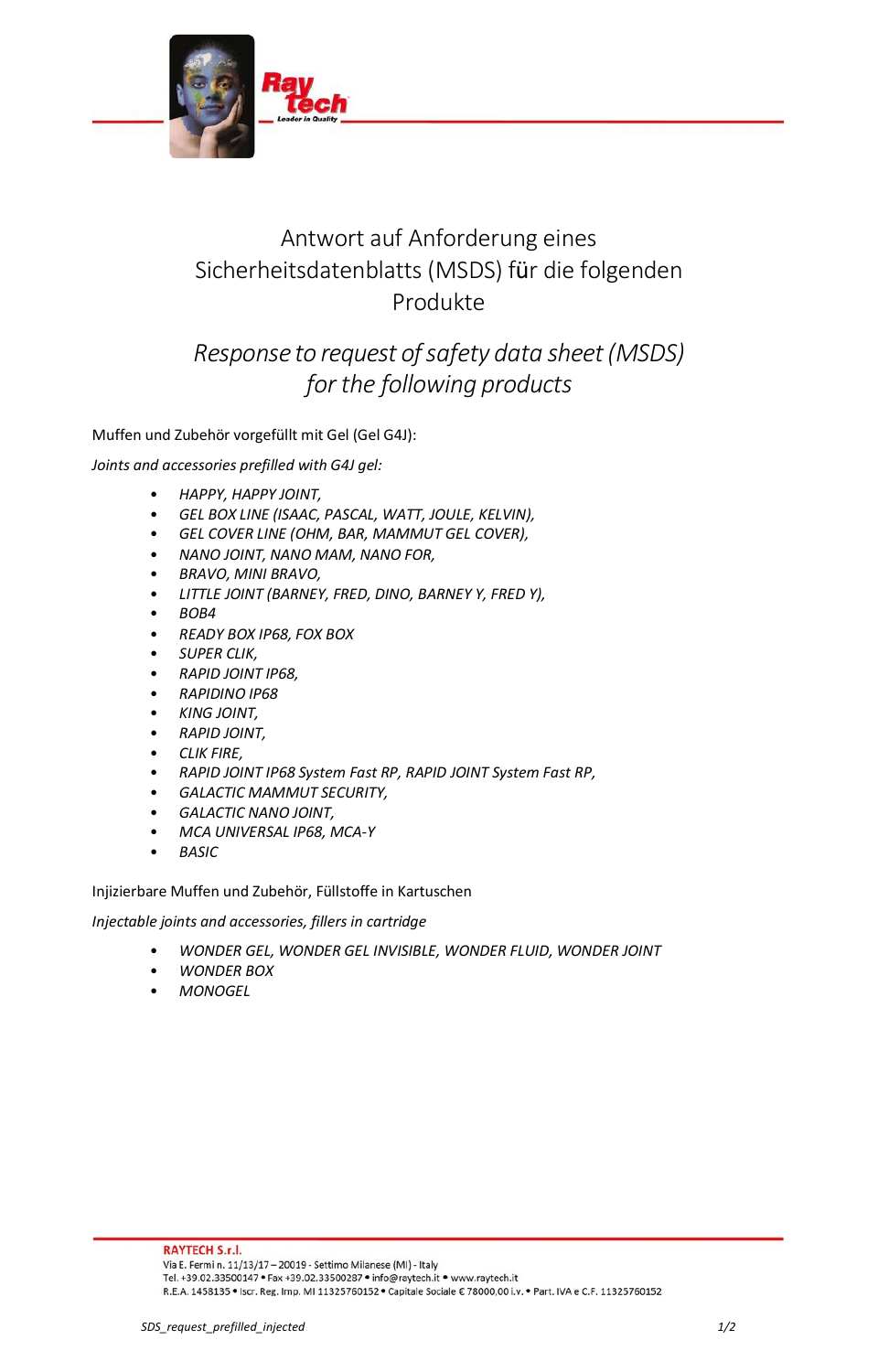# Antwort auf Anforderung eines Sicherheitsdatenblatts (MSDS) für die folgenden Produkte

## *Response to request of safety data sheet (MSDS) for the following products*

Muffen und Zubehör vorgefüllt mit Gel (Gel G4J):

*Joints and accessories prefilled with G4J gel:*

- *HAPPY, HAPPY JOINT,*
- *GEL BOX LINE (ISAAC, PASCAL, WATT, JOULE, KELVIN),*
- *GEL COVER LINE (OHM, BAR, MAMMUT GEL COVER),*
- *NANO JOINT, NANO MAM, NANO FOR,*
- *BRAVO, MINI BRAVO,*
- *LITTLE JOINT (BARNEY, FRED, DINO, BARNEY Y, FRED Y),*
- *BOB4*
- *READY BOX IP68, FOX BOX*
- *SUPER CLIK,*
- *RAPID JOINT IP68,*
- *RAPIDINO IP68*
- *KING JOINT,*
- *RAPID JOINT,*
- *CLIK FIRE,*
- *RAPID JOINT IP68 System Fast RP, RAPID JOINT System Fast RP,*
- *GALACTIC MAMMUT SECURITY,*
- *GALACTIC NANO JOINT,*
- *MCA UNIVERSAL IP68, MCA-Y*
- *BASIC*

Injizierbare Muffen und Zubehör, Füllstoffe in Kartuschen

*Injectable joints and accessories, fillers in cartridge*

- *WONDER GEL, WONDER GEL INVISIBLE, WONDER FLUID, WONDER JOINT*
- *WONDER BOX*
- *MONOGEL*

**RAYTECH S.r.l.**
Via E. Fermi n. 11/13/17 – 20019 - Settimo Milanese (MI) - Italy
Tel. +39.02.33500147 • Fax +39.02.33500287 • info@raytech.it • www.raytech.it
R.E.A. 1458135 • Iscr. Reg. Imp. MI 11325760152 • Capitale Sociale € 78000,00 i.v. • Part. IVA e C.F. 11325760152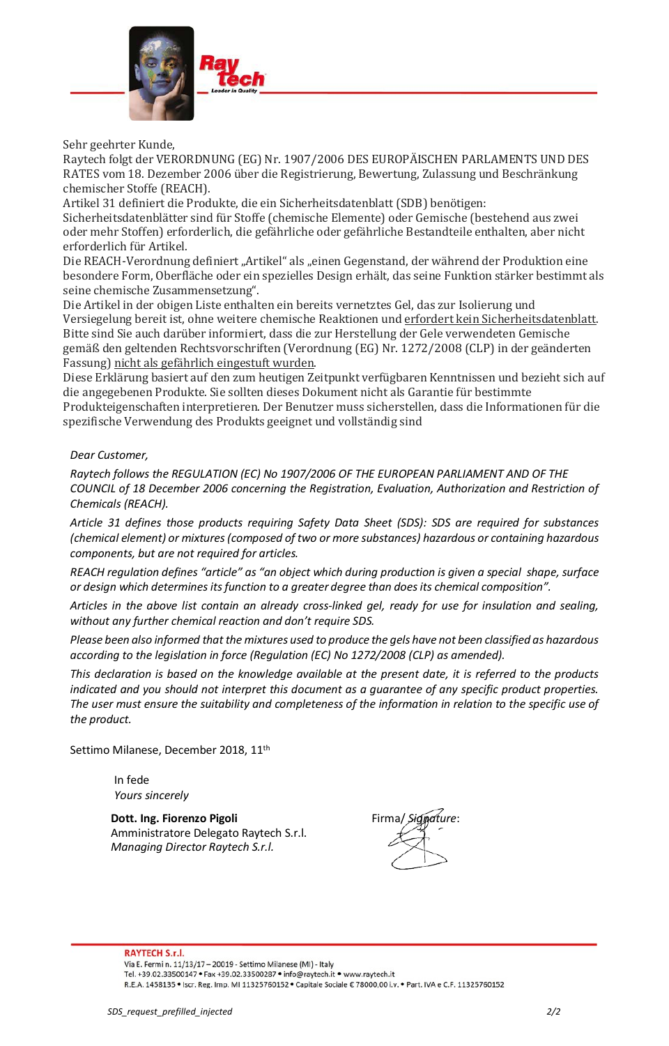Ray tech
Leader in Quality

Sehr geehrter Kunde,
Raytech folgt der VERORDNUNG (EG) Nr. 1907/2006 DES EUROPÄISCHEN PARLAMENTS UND DES RATES vom 18. Dezember 2006 über die Registrierung, Bewertung, Zulassung und Beschränkung chemischer Stoffe (REACH).
Artikel 31 definiert die Produkte, die ein Sicherheitsdatenblatt (SDB) benötigen: Sicherheitsdatenblätter sind für Stoffe (chemische Elemente) oder Gemische (bestehend aus zwei oder mehr Stoffen) erforderlich, die gefährliche oder gefährliche Bestandteile enthalten, aber nicht erforderlich für Artikel.
Die REACH-Verordnung definiert „Artikel" als „einen Gegenstand, der während der Produktion eine besondere Form, Oberfläche oder ein spezielles Design erhält, das seine Funktion stärker bestimmt als seine chemische Zusammensetzung".
Die Artikel in der obigen Liste enthalten ein bereits vernetztes Gel, das zur Isolierung und Versiegelung bereit ist, ohne weitere chemische Reaktionen und erfordert kein Sicherheitsdatenblatt.
Bitte sind Sie auch darüber informiert, dass die zur Herstellung der Gele verwendeten Gemische gemäß den geltenden Rechtsvorschriften (Verordnung (EG) Nr. 1272/2008 (CLP) in der geänderten Fassung) nicht als gefährlich eingestuft wurden.
Diese Erklärung basiert auf den zum heutigen Zeitpunkt verfügbaren Kenntnissen und bezieht sich auf die angegebenen Produkte. Sie sollten dieses Dokument nicht als Garantie für bestimmte Produkteigenschaften interpretieren. Der Benutzer muss sicherstellen, dass die Informationen für die spezifische Verwendung des Produkts geeignet und vollständig sind

*Dear Customer,*

*Raytech follows the REGULATION (EC) No 1907/2006 OF THE EUROPEAN PARLIAMENT AND OF THE COUNCIL of 18 December 2006 concerning the Registration, Evaluation, Authorization and Restriction of Chemicals (REACH).*

*Article 31 defines those products requiring Safety Data Sheet (SDS): SDS are required for substances (chemical element) or mixtures (composed of two or more substances) hazardous or containing hazardous components, but are not required for articles.*

*REACH regulation defines "article" as "an object which during production is given a special shape, surface or design which determines its function to a greater degree than does its chemical composition".*

*Articles in the above list contain an already cross-linked gel, ready for use for insulation and sealing, without any further chemical reaction and don't require SDS.*

*Please been also informed that the mixtures used to produce the gels have not been classified as hazardous according to the legislation in force (Regulation (EC) No 1272/2008 (CLP) as amended).*

*This declaration is based on the knowledge available at the present date, it is referred to the products indicated and you should not interpret this document as a guarantee of any specific product properties. The user must ensure the suitability and completeness of the information in relation to the specific use of the product.*

Settimo Milanese, December 2018, 11th

In fede
*Yours sincerely*

**Dott. Ing. Fiorenzo Pigoli**
Amministratore Delegato Raytech S.r.l.
*Managing Director Raytech S.r.l.*

Firma/ *Signature*:

**RAYTECH S.r.l.**
Via E. Fermi n. 11/13/17 – 20019 - Settimo Milanese (MI) - Italy
Tel. +39.02.33500147 • Fax +39.02.33500287 • info@raytech.it • www.raytech.it
R.E.A. 1458135 • Iscr. Reg. Imp. MI 11325760152 • Capitale Sociale € 78000,00 i.v. • Part. IVA e C.F. 11325760152

*SDS_request_prefilled_injected*